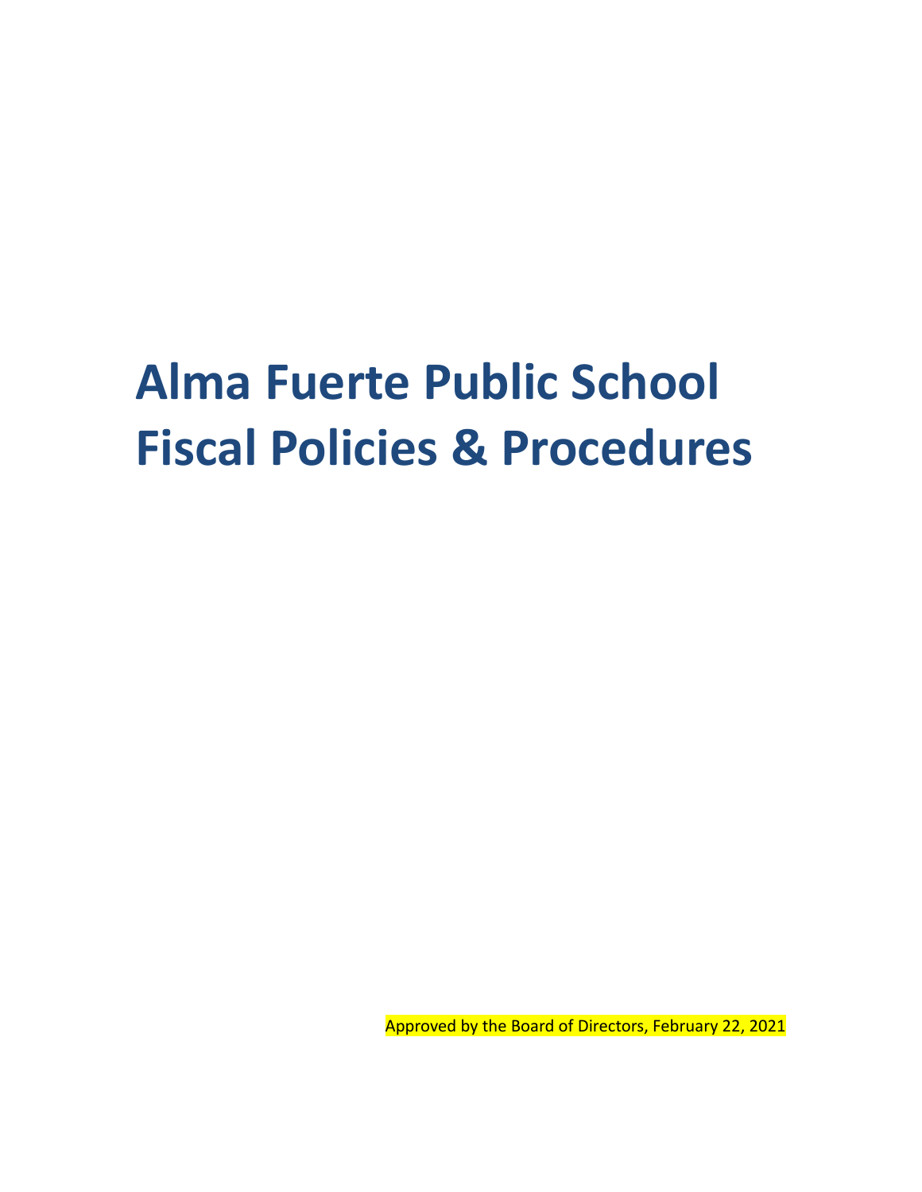# Alma Fuerte Public School Fiscal Policies & Procedures

Approved by the Board of Directors, February 22, 2021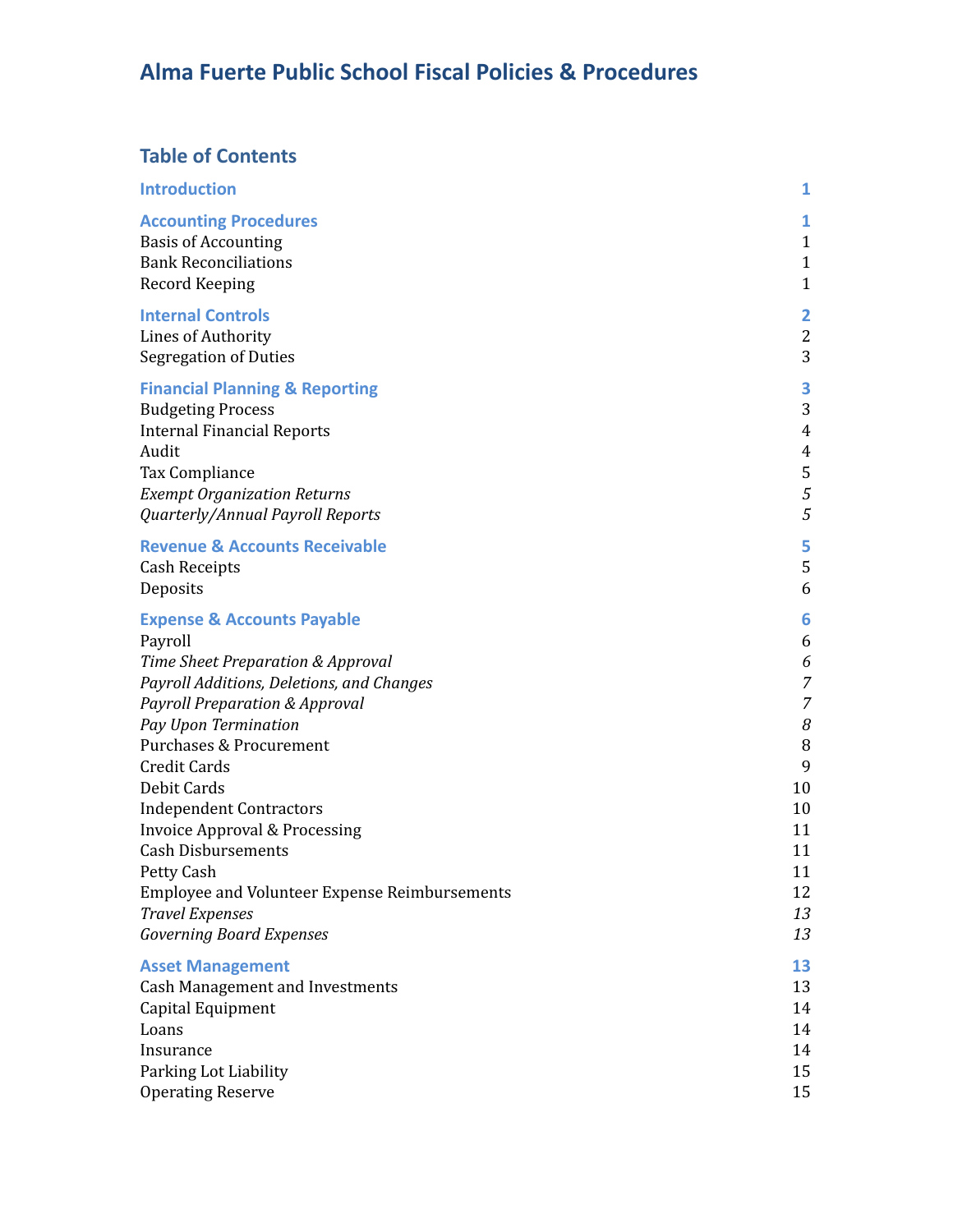# Alma Fuerte Public School Fiscal Policies & Procedures

## Table of Contents

| | |
|---|---|
| **Introduction** | **1** |
| **Accounting Procedures** | **1** |
| Basis of Accounting | 1 |
| Bank Reconciliations | 1 |
| Record Keeping | 1 |
| **Internal Controls** | **2** |
| Lines of Authority | 2 |
| Segregation of Duties | 3 |
| **Financial Planning & Reporting** | **3** |
| Budgeting Process | 3 |
| Internal Financial Reports | 4 |
| Audit | 4 |
| Tax Compliance | 5 |
| *Exempt Organization Returns* | *5* |
| *Quarterly/Annual Payroll Reports* | *5* |
| **Revenue & Accounts Receivable** | **5** |
| Cash Receipts | 5 |
| Deposits | 6 |
| **Expense & Accounts Payable** | **6** |
| Payroll | 6 |
| *Time Sheet Preparation & Approval* | *6* |
| *Payroll Additions, Deletions, and Changes* | *7* |
| *Payroll Preparation & Approval* | *7* |
| *Pay Upon Termination* | *8* |
| Purchases & Procurement | 8 |
| Credit Cards | 9 |
| Debit Cards | 10 |
| Independent Contractors | 10 |
| Invoice Approval & Processing | 11 |
| Cash Disbursements | 11 |
| Petty Cash | 11 |
| Employee and Volunteer Expense Reimbursements | 12 |
| *Travel Expenses* | *13* |
| *Governing Board Expenses* | *13* |
| **Asset Management** | **13** |
| Cash Management and Investments | 13 |
| Capital Equipment | 14 |
| Loans | 14 |
| Insurance | 14 |
| Parking Lot Liability | 15 |
| Operating Reserve | 15 |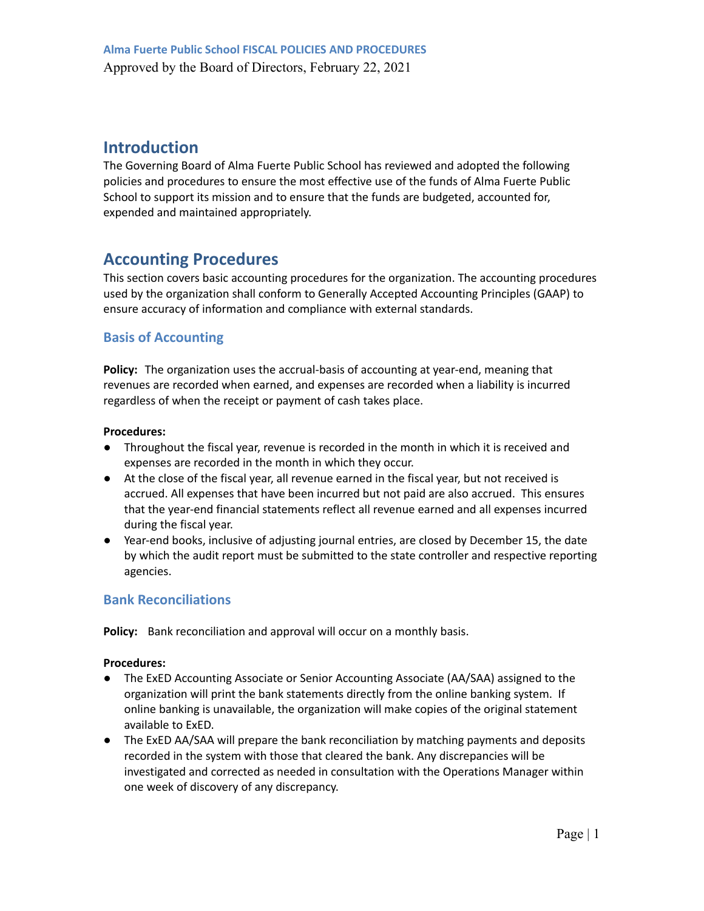# Introduction

The Governing Board of Alma Fuerte Public School has reviewed and adopted the following policies and procedures to ensure the most effective use of the funds of Alma Fuerte Public School to support its mission and to ensure that the funds are budgeted, accounted for, expended and maintained appropriately.

# Accounting Procedures

This section covers basic accounting procedures for the organization. The accounting procedures used by the organization shall conform to Generally Accepted Accounting Principles (GAAP) to ensure accuracy of information and compliance with external standards.

## Basis of Accounting

**Policy:** The organization uses the accrual-basis of accounting at year-end, meaning that revenues are recorded when earned, and expenses are recorded when a liability is incurred regardless of when the receipt or payment of cash takes place.

**Procedures:**

- Throughout the fiscal year, revenue is recorded in the month in which it is received and expenses are recorded in the month in which they occur.
- At the close of the fiscal year, all revenue earned in the fiscal year, but not received is accrued. All expenses that have been incurred but not paid are also accrued. This ensures that the year-end financial statements reflect all revenue earned and all expenses incurred during the fiscal year.
- Year-end books, inclusive of adjusting journal entries, are closed by December 15, the date by which the audit report must be submitted to the state controller and respective reporting agencies.

## Bank Reconciliations

**Policy:** Bank reconciliation and approval will occur on a monthly basis.

**Procedures:**

- The ExED Accounting Associate or Senior Accounting Associate (AA/SAA) assigned to the organization will print the bank statements directly from the online banking system. If online banking is unavailable, the organization will make copies of the original statement available to ExED.
- The ExED AA/SAA will prepare the bank reconciliation by matching payments and deposits recorded in the system with those that cleared the bank. Any discrepancies will be investigated and corrected as needed in consultation with the Operations Manager within one week of discovery of any discrepancy.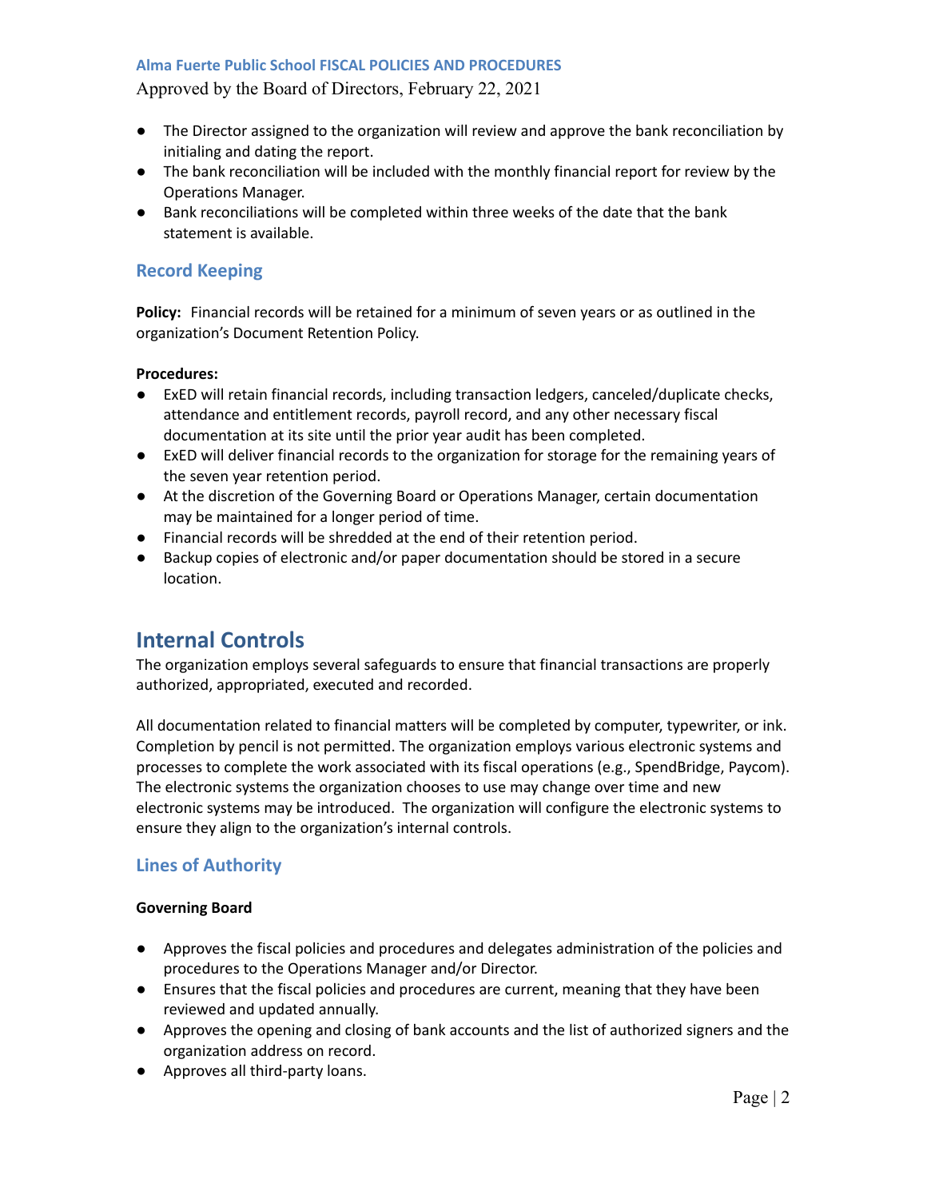- The Director assigned to the organization will review and approve the bank reconciliation by initialing and dating the report.
- The bank reconciliation will be included with the monthly financial report for review by the Operations Manager.
- Bank reconciliations will be completed within three weeks of the date that the bank statement is available.

### Record Keeping

**Policy:** Financial records will be retained for a minimum of seven years or as outlined in the organization's Document Retention Policy.

**Procedures:**

- ExED will retain financial records, including transaction ledgers, canceled/duplicate checks, attendance and entitlement records, payroll record, and any other necessary fiscal documentation at its site until the prior year audit has been completed.
- ExED will deliver financial records to the organization for storage for the remaining years of the seven year retention period.
- At the discretion of the Governing Board or Operations Manager, certain documentation may be maintained for a longer period of time.
- Financial records will be shredded at the end of their retention period.
- Backup copies of electronic and/or paper documentation should be stored in a secure location.

## Internal Controls

The organization employs several safeguards to ensure that financial transactions are properly authorized, appropriated, executed and recorded.

All documentation related to financial matters will be completed by computer, typewriter, or ink. Completion by pencil is not permitted. The organization employs various electronic systems and processes to complete the work associated with its fiscal operations (e.g., SpendBridge, Paycom). The electronic systems the organization chooses to use may change over time and new electronic systems may be introduced. The organization will configure the electronic systems to ensure they align to the organization's internal controls.

### Lines of Authority

**Governing Board**

- Approves the fiscal policies and procedures and delegates administration of the policies and procedures to the Operations Manager and/or Director.
- Ensures that the fiscal policies and procedures are current, meaning that they have been reviewed and updated annually.
- Approves the opening and closing of bank accounts and the list of authorized signers and the organization address on record.
- Approves all third-party loans.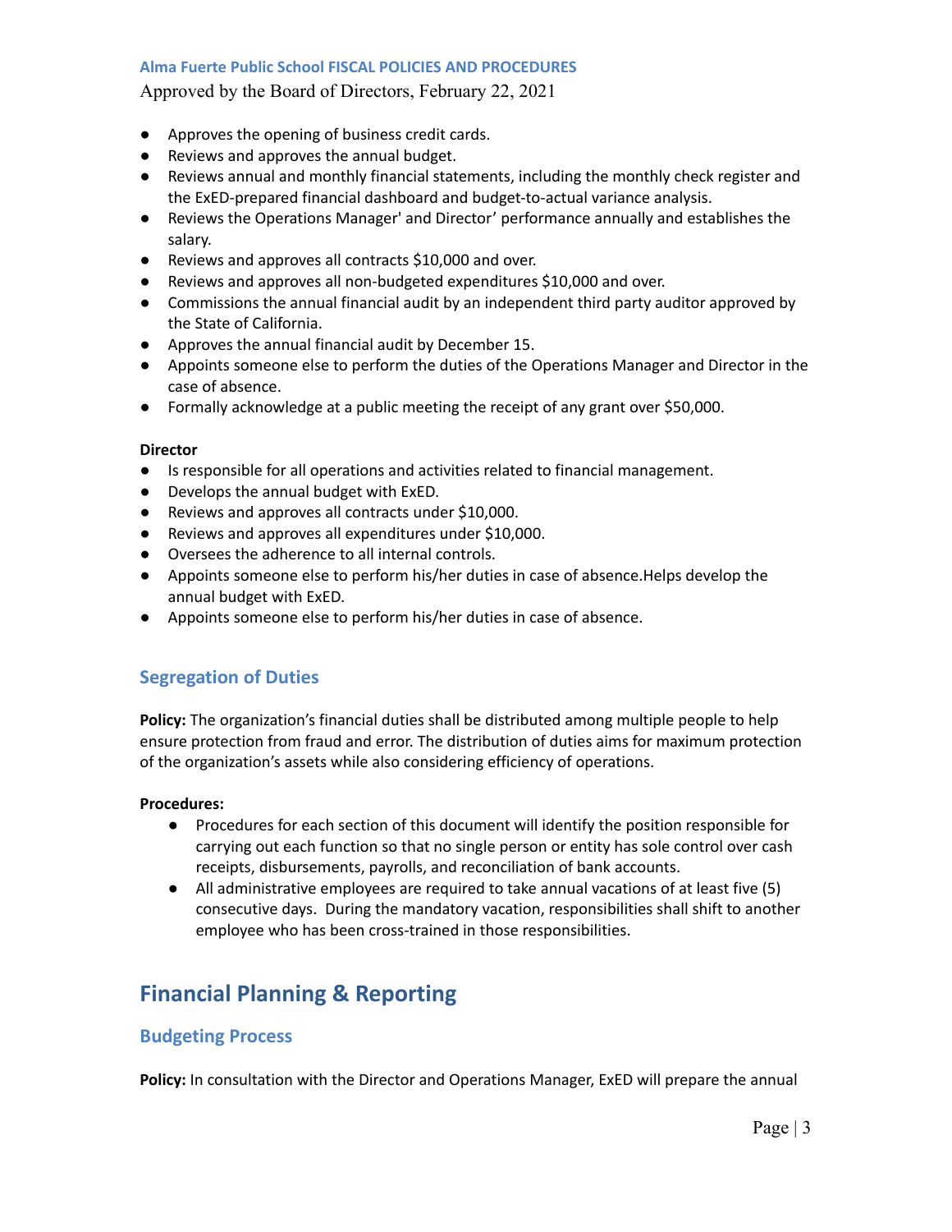- Approves the opening of business credit cards.
- Reviews and approves the annual budget.
- Reviews annual and monthly financial statements, including the monthly check register and the ExED-prepared financial dashboard and budget-to-actual variance analysis.
- Reviews the Operations Manager' and Director' performance annually and establishes the salary.
- Reviews and approves all contracts $10,000 and over.
- Reviews and approves all non-budgeted expenditures $10,000 and over.
- Commissions the annual financial audit by an independent third party auditor approved by the State of California.
- Approves the annual financial audit by December 15.
- Appoints someone else to perform the duties of the Operations Manager and Director in the case of absence.
- Formally acknowledge at a public meeting the receipt of any grant over $50,000.

**Director**

- Is responsible for all operations and activities related to financial management.
- Develops the annual budget with ExED.
- Reviews and approves all contracts under $10,000.
- Reviews and approves all expenditures under $10,000.
- Oversees the adherence to all internal controls.
- Appoints someone else to perform his/her duties in case of absence.Helps develop the annual budget with ExED.
- Appoints someone else to perform his/her duties in case of absence.

### Segregation of Duties

**Policy:** The organization's financial duties shall be distributed among multiple people to help ensure protection from fraud and error. The distribution of duties aims for maximum protection of the organization's assets while also considering efficiency of operations.

**Procedures:**

- Procedures for each section of this document will identify the position responsible for carrying out each function so that no single person or entity has sole control over cash receipts, disbursements, payrolls, and reconciliation of bank accounts.
- All administrative employees are required to take annual vacations of at least five (5) consecutive days. During the mandatory vacation, responsibilities shall shift to another employee who has been cross-trained in those responsibilities.

## Financial Planning & Reporting

### Budgeting Process

**Policy:** In consultation with the Director and Operations Manager, ExED will prepare the annual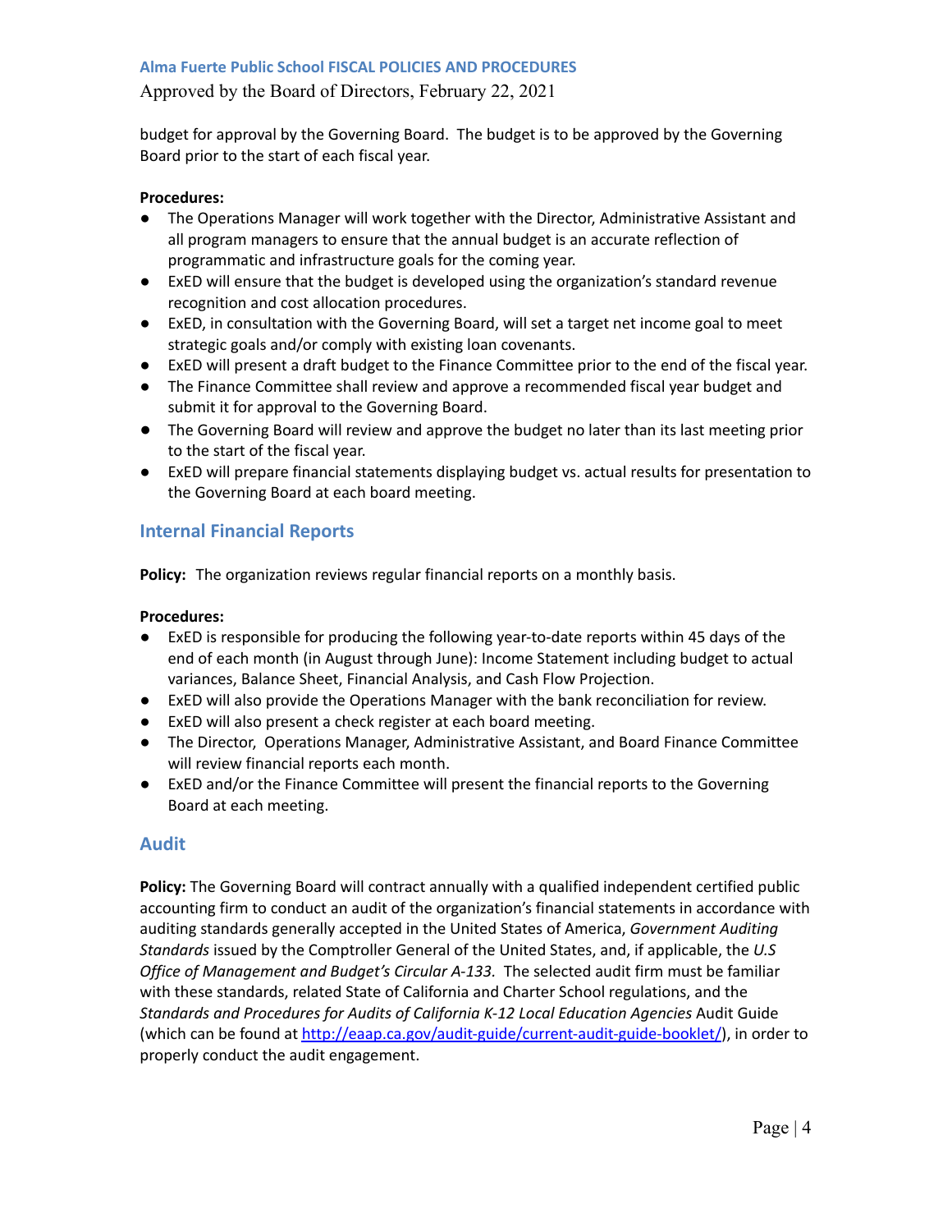budget for approval by the Governing Board. The budget is to be approved by the Governing Board prior to the start of each fiscal year.

**Procedures:**

- The Operations Manager will work together with the Director, Administrative Assistant and all program managers to ensure that the annual budget is an accurate reflection of programmatic and infrastructure goals for the coming year.
- ExED will ensure that the budget is developed using the organization's standard revenue recognition and cost allocation procedures.
- ExED, in consultation with the Governing Board, will set a target net income goal to meet strategic goals and/or comply with existing loan covenants.
- ExED will present a draft budget to the Finance Committee prior to the end of the fiscal year.
- The Finance Committee shall review and approve a recommended fiscal year budget and submit it for approval to the Governing Board.
- The Governing Board will review and approve the budget no later than its last meeting prior to the start of the fiscal year.
- ExED will prepare financial statements displaying budget vs. actual results for presentation to the Governing Board at each board meeting.

## Internal Financial Reports

**Policy:** The organization reviews regular financial reports on a monthly basis.

**Procedures:**

- ExED is responsible for producing the following year-to-date reports within 45 days of the end of each month (in August through June): Income Statement including budget to actual variances, Balance Sheet, Financial Analysis, and Cash Flow Projection.
- ExED will also provide the Operations Manager with the bank reconciliation for review.
- ExED will also present a check register at each board meeting.
- The Director, Operations Manager, Administrative Assistant, and Board Finance Committee will review financial reports each month.
- ExED and/or the Finance Committee will present the financial reports to the Governing Board at each meeting.

## Audit

**Policy:** The Governing Board will contract annually with a qualified independent certified public accounting firm to conduct an audit of the organization's financial statements in accordance with auditing standards generally accepted in the United States of America, *Government Auditing Standards* issued by the Comptroller General of the United States, and, if applicable, the *U.S Office of Management and Budget's Circular A-133.* The selected audit firm must be familiar with these standards, related State of California and Charter School regulations, and the *Standards and Procedures for Audits of California K-12 Local Education Agencies* Audit Guide (which can be found at http://eaap.ca.gov/audit-guide/current-audit-guide-booklet/), in order to properly conduct the audit engagement.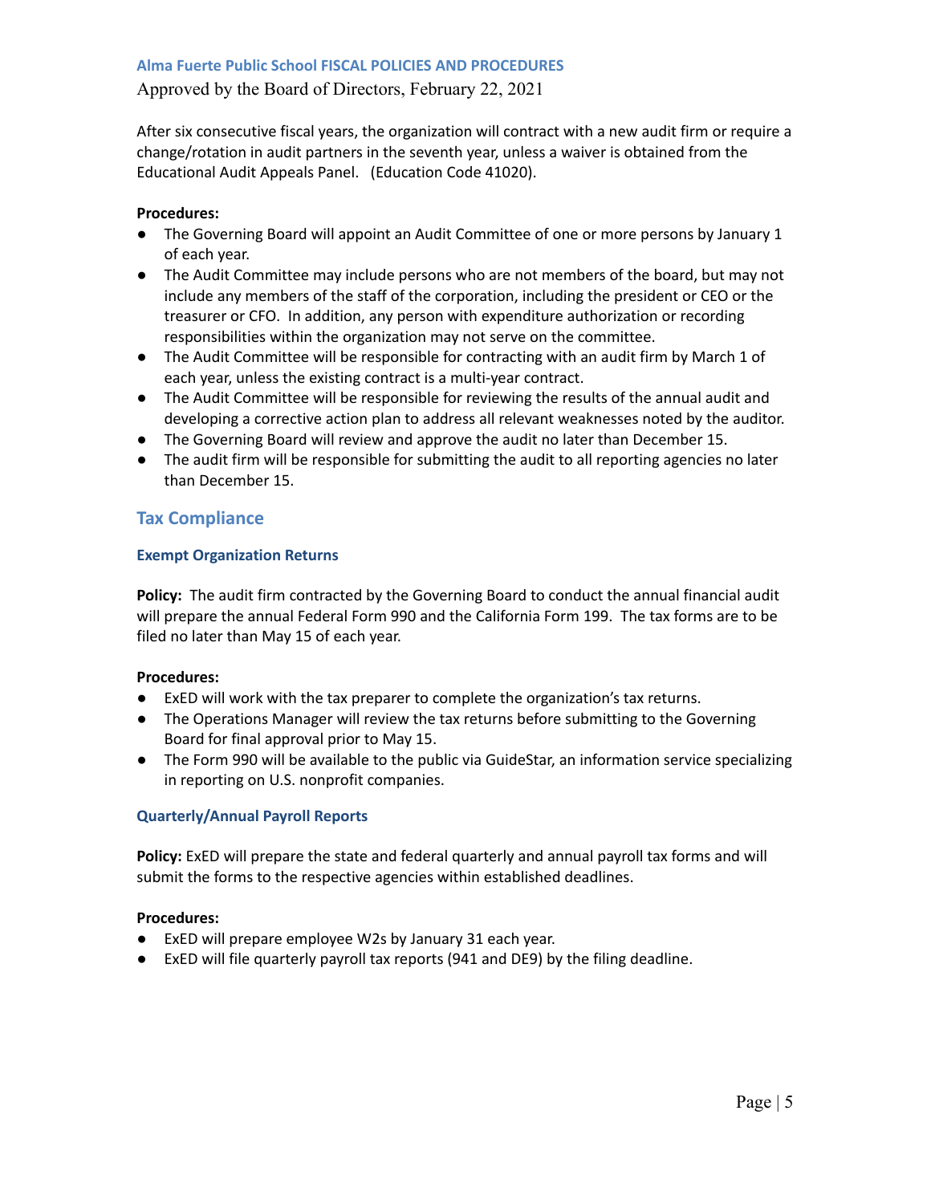After six consecutive fiscal years, the organization will contract with a new audit firm or require a change/rotation in audit partners in the seventh year, unless a waiver is obtained from the Educational Audit Appeals Panel. (Education Code 41020).

**Procedures:**

- The Governing Board will appoint an Audit Committee of one or more persons by January 1 of each year.
- The Audit Committee may include persons who are not members of the board, but may not include any members of the staff of the corporation, including the president or CEO or the treasurer or CFO. In addition, any person with expenditure authorization or recording responsibilities within the organization may not serve on the committee.
- The Audit Committee will be responsible for contracting with an audit firm by March 1 of each year, unless the existing contract is a multi-year contract.
- The Audit Committee will be responsible for reviewing the results of the annual audit and developing a corrective action plan to address all relevant weaknesses noted by the auditor.
- The Governing Board will review and approve the audit no later than December 15.
- The audit firm will be responsible for submitting the audit to all reporting agencies no later than December 15.

## Tax Compliance

### Exempt Organization Returns

**Policy:** The audit firm contracted by the Governing Board to conduct the annual financial audit will prepare the annual Federal Form 990 and the California Form 199. The tax forms are to be filed no later than May 15 of each year.

**Procedures:**

- ExED will work with the tax preparer to complete the organization's tax returns.
- The Operations Manager will review the tax returns before submitting to the Governing Board for final approval prior to May 15.
- The Form 990 will be available to the public via GuideStar, an information service specializing in reporting on U.S. nonprofit companies.

### Quarterly/Annual Payroll Reports

**Policy:** ExED will prepare the state and federal quarterly and annual payroll tax forms and will submit the forms to the respective agencies within established deadlines.

**Procedures:**

- ExED will prepare employee W2s by January 31 each year.
- ExED will file quarterly payroll tax reports (941 and DE9) by the filing deadline.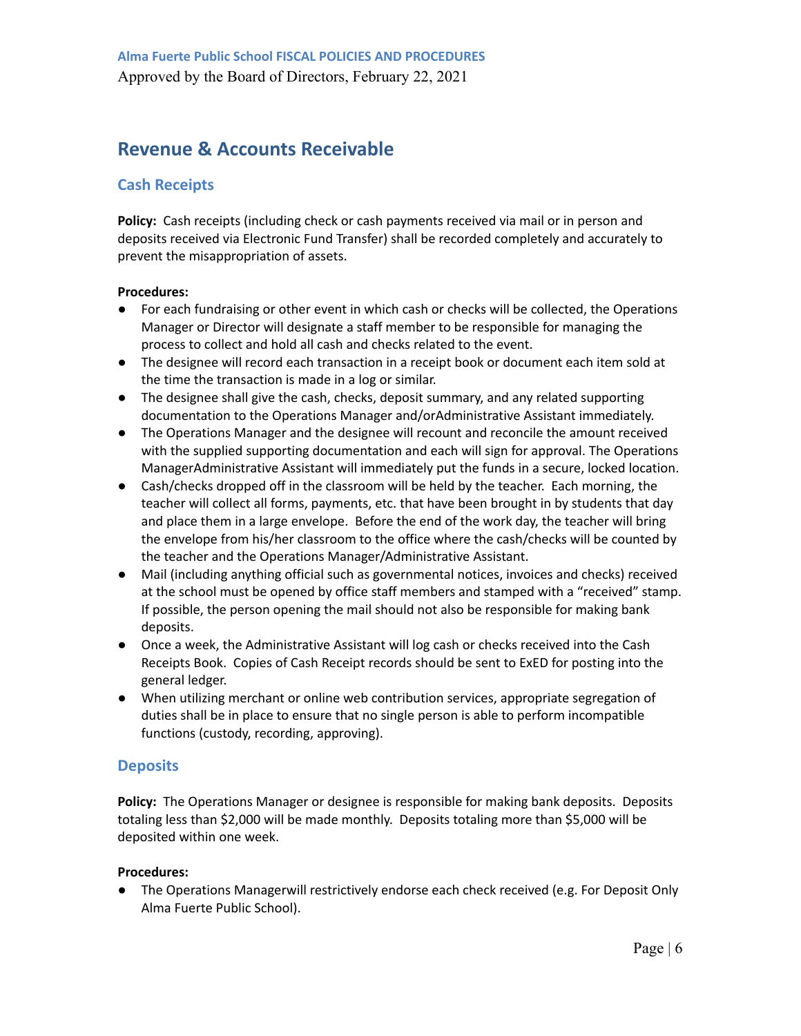# Revenue & Accounts Receivable

## Cash Receipts

**Policy:** Cash receipts (including check or cash payments received via mail or in person and deposits received via Electronic Fund Transfer) shall be recorded completely and accurately to prevent the misappropriation of assets.

**Procedures:**

- For each fundraising or other event in which cash or checks will be collected, the Operations Manager or Director will designate a staff member to be responsible for managing the process to collect and hold all cash and checks related to the event.
- The designee will record each transaction in a receipt book or document each item sold at the time the transaction is made in a log or similar.
- The designee shall give the cash, checks, deposit summary, and any related supporting documentation to the Operations Manager and/orAdministrative Assistant immediately.
- The Operations Manager and the designee will recount and reconcile the amount received with the supplied supporting documentation and each will sign for approval. The Operations ManagerAdministrative Assistant will immediately put the funds in a secure, locked location.
- Cash/checks dropped off in the classroom will be held by the teacher. Each morning, the teacher will collect all forms, payments, etc. that have been brought in by students that day and place them in a large envelope. Before the end of the work day, the teacher will bring the envelope from his/her classroom to the office where the cash/checks will be counted by the teacher and the Operations Manager/Administrative Assistant.
- Mail (including anything official such as governmental notices, invoices and checks) received at the school must be opened by office staff members and stamped with a "received" stamp. If possible, the person opening the mail should not also be responsible for making bank deposits.
- Once a week, the Administrative Assistant will log cash or checks received into the Cash Receipts Book. Copies of Cash Receipt records should be sent to ExED for posting into the general ledger.
- When utilizing merchant or online web contribution services, appropriate segregation of duties shall be in place to ensure that no single person is able to perform incompatible functions (custody, recording, approving).

## Deposits

**Policy:** The Operations Manager or designee is responsible for making bank deposits. Deposits totaling less than $2,000 will be made monthly. Deposits totaling more than $5,000 will be deposited within one week.

**Procedures:**

- The Operations Managerwill restrictively endorse each check received (e.g. For Deposit Only Alma Fuerte Public School).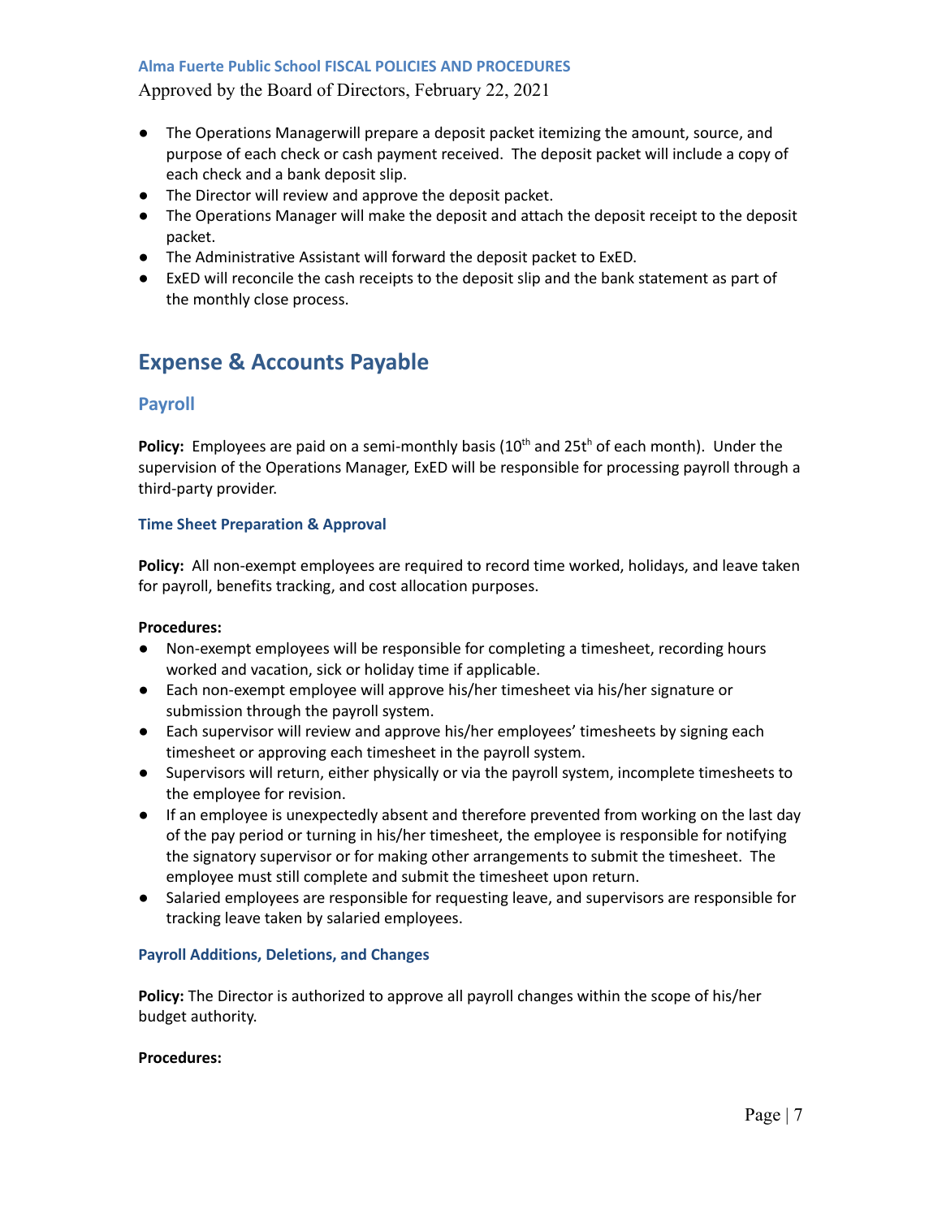- The Operations Managerwill prepare a deposit packet itemizing the amount, source, and purpose of each check or cash payment received. The deposit packet will include a copy of each check and a bank deposit slip.
- The Director will review and approve the deposit packet.
- The Operations Manager will make the deposit and attach the deposit receipt to the deposit packet.
- The Administrative Assistant will forward the deposit packet to ExED.
- ExED will reconcile the cash receipts to the deposit slip and the bank statement as part of the monthly close process.

## Expense & Accounts Payable

### Payroll

**Policy:** Employees are paid on a semi-monthly basis (10th and 25th of each month). Under the supervision of the Operations Manager, ExED will be responsible for processing payroll through a third-party provider.

#### Time Sheet Preparation & Approval

**Policy:** All non-exempt employees are required to record time worked, holidays, and leave taken for payroll, benefits tracking, and cost allocation purposes.

**Procedures:**

- Non-exempt employees will be responsible for completing a timesheet, recording hours worked and vacation, sick or holiday time if applicable.
- Each non-exempt employee will approve his/her timesheet via his/her signature or submission through the payroll system.
- Each supervisor will review and approve his/her employees' timesheets by signing each timesheet or approving each timesheet in the payroll system.
- Supervisors will return, either physically or via the payroll system, incomplete timesheets to the employee for revision.
- If an employee is unexpectedly absent and therefore prevented from working on the last day of the pay period or turning in his/her timesheet, the employee is responsible for notifying the signatory supervisor or for making other arrangements to submit the timesheet. The employee must still complete and submit the timesheet upon return.
- Salaried employees are responsible for requesting leave, and supervisors are responsible for tracking leave taken by salaried employees.

#### Payroll Additions, Deletions, and Changes

**Policy:** The Director is authorized to approve all payroll changes within the scope of his/her budget authority.

**Procedures:**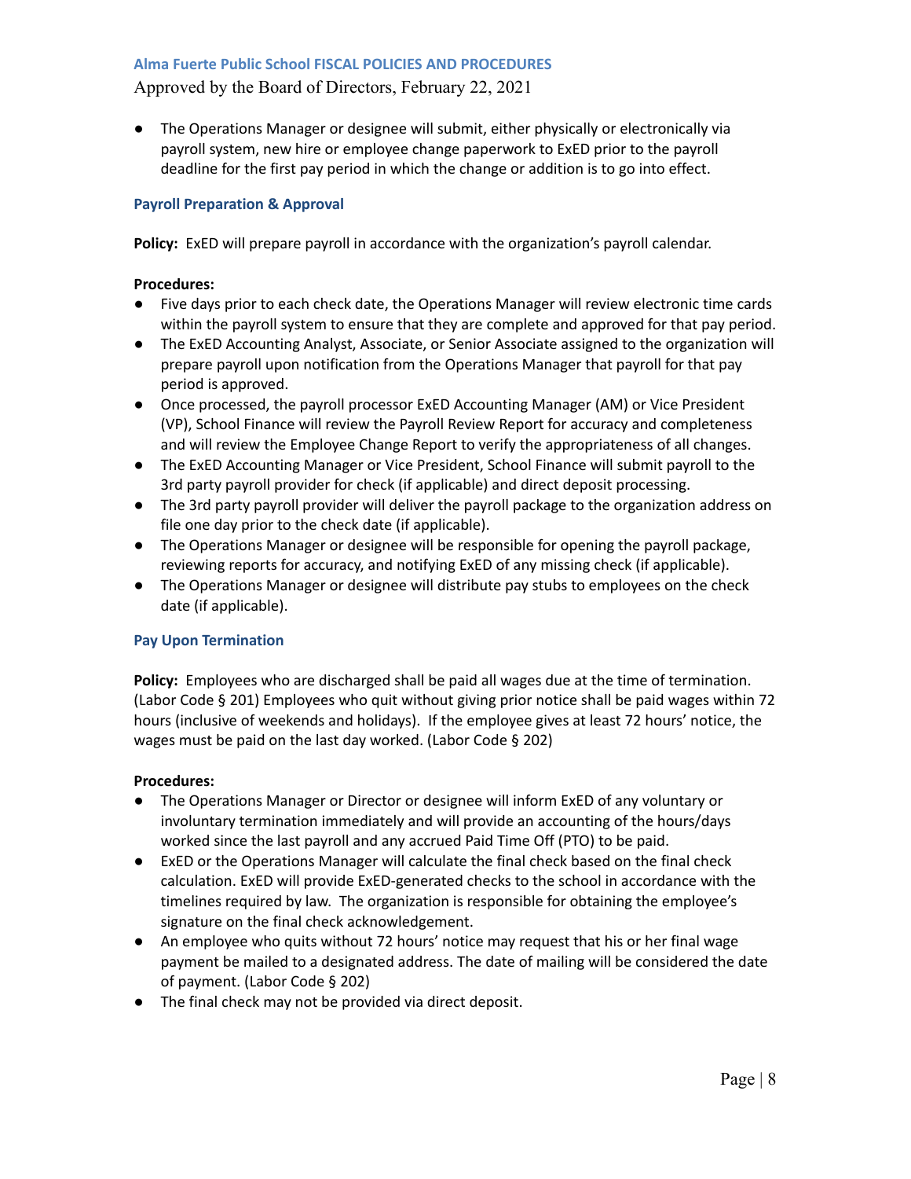- The Operations Manager or designee will submit, either physically or electronically via payroll system, new hire or employee change paperwork to ExED prior to the payroll deadline for the first pay period in which the change or addition is to go into effect.

### Payroll Preparation & Approval

**Policy:** ExED will prepare payroll in accordance with the organization's payroll calendar.

**Procedures:**

- Five days prior to each check date, the Operations Manager will review electronic time cards within the payroll system to ensure that they are complete and approved for that pay period.
- The ExED Accounting Analyst, Associate, or Senior Associate assigned to the organization will prepare payroll upon notification from the Operations Manager that payroll for that pay period is approved.
- Once processed, the payroll processor ExED Accounting Manager (AM) or Vice President (VP), School Finance will review the Payroll Review Report for accuracy and completeness and will review the Employee Change Report to verify the appropriateness of all changes.
- The ExED Accounting Manager or Vice President, School Finance will submit payroll to the 3rd party payroll provider for check (if applicable) and direct deposit processing.
- The 3rd party payroll provider will deliver the payroll package to the organization address on file one day prior to the check date (if applicable).
- The Operations Manager or designee will be responsible for opening the payroll package, reviewing reports for accuracy, and notifying ExED of any missing check (if applicable).
- The Operations Manager or designee will distribute pay stubs to employees on the check date (if applicable).

### Pay Upon Termination

**Policy:** Employees who are discharged shall be paid all wages due at the time of termination. (Labor Code § 201) Employees who quit without giving prior notice shall be paid wages within 72 hours (inclusive of weekends and holidays). If the employee gives at least 72 hours' notice, the wages must be paid on the last day worked. (Labor Code § 202)

**Procedures:**

- The Operations Manager or Director or designee will inform ExED of any voluntary or involuntary termination immediately and will provide an accounting of the hours/days worked since the last payroll and any accrued Paid Time Off (PTO) to be paid.
- ExED or the Operations Manager will calculate the final check based on the final check calculation. ExED will provide ExED-generated checks to the school in accordance with the timelines required by law. The organization is responsible for obtaining the employee's signature on the final check acknowledgement.
- An employee who quits without 72 hours' notice may request that his or her final wage payment be mailed to a designated address. The date of mailing will be considered the date of payment. (Labor Code § 202)
- The final check may not be provided via direct deposit.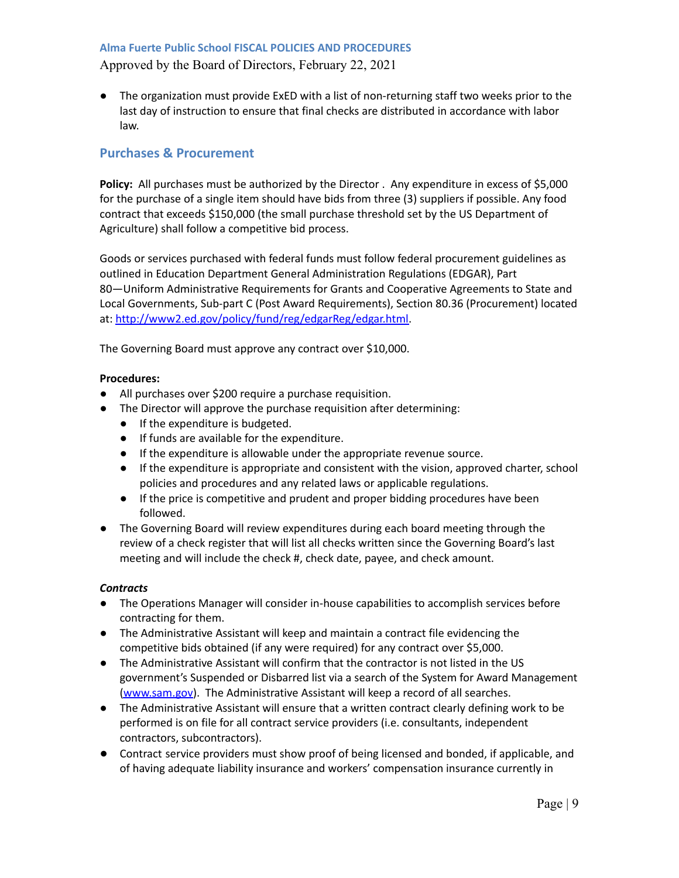- The organization must provide ExED with a list of non-returning staff two weeks prior to the last day of instruction to ensure that final checks are distributed in accordance with labor law.

## Purchases & Procurement

**Policy:** All purchases must be authorized by the Director . Any expenditure in excess of $5,000 for the purchase of a single item should have bids from three (3) suppliers if possible. Any food contract that exceeds $150,000 (the small purchase threshold set by the US Department of Agriculture) shall follow a competitive bid process.

Goods or services purchased with federal funds must follow federal procurement guidelines as outlined in Education Department General Administration Regulations (EDGAR), Part 80—Uniform Administrative Requirements for Grants and Cooperative Agreements to State and Local Governments, Sub-part C (Post Award Requirements), Section 80.36 (Procurement) located at: [http://www2.ed.gov/policy/fund/reg/edgarReg/edgar.html](http://www2.ed.gov/policy/fund/reg/edgarReg/edgar.html).

The Governing Board must approve any contract over $10,000.

**Procedures:**

- All purchases over $200 require a purchase requisition.
- The Director will approve the purchase requisition after determining:
  - If the expenditure is budgeted.
  - If funds are available for the expenditure.
  - If the expenditure is allowable under the appropriate revenue source.
  - If the expenditure is appropriate and consistent with the vision, approved charter, school policies and procedures and any related laws or applicable regulations.
  - If the price is competitive and prudent and proper bidding procedures have been followed.
- The Governing Board will review expenditures during each board meeting through the review of a check register that will list all checks written since the Governing Board's last meeting and will include the check #, check date, payee, and check amount.

***Contracts***

- The Operations Manager will consider in-house capabilities to accomplish services before contracting for them.
- The Administrative Assistant will keep and maintain a contract file evidencing the competitive bids obtained (if any were required) for any contract over $5,000.
- The Administrative Assistant will confirm that the contractor is not listed in the US government's Suspended or Disbarred list via a search of the System for Award Management ([www.sam.gov](http://www.sam.gov)). The Administrative Assistant will keep a record of all searches.
- The Administrative Assistant will ensure that a written contract clearly defining work to be performed is on file for all contract service providers (i.e. consultants, independent contractors, subcontractors).
- Contract service providers must show proof of being licensed and bonded, if applicable, and of having adequate liability insurance and workers' compensation insurance currently in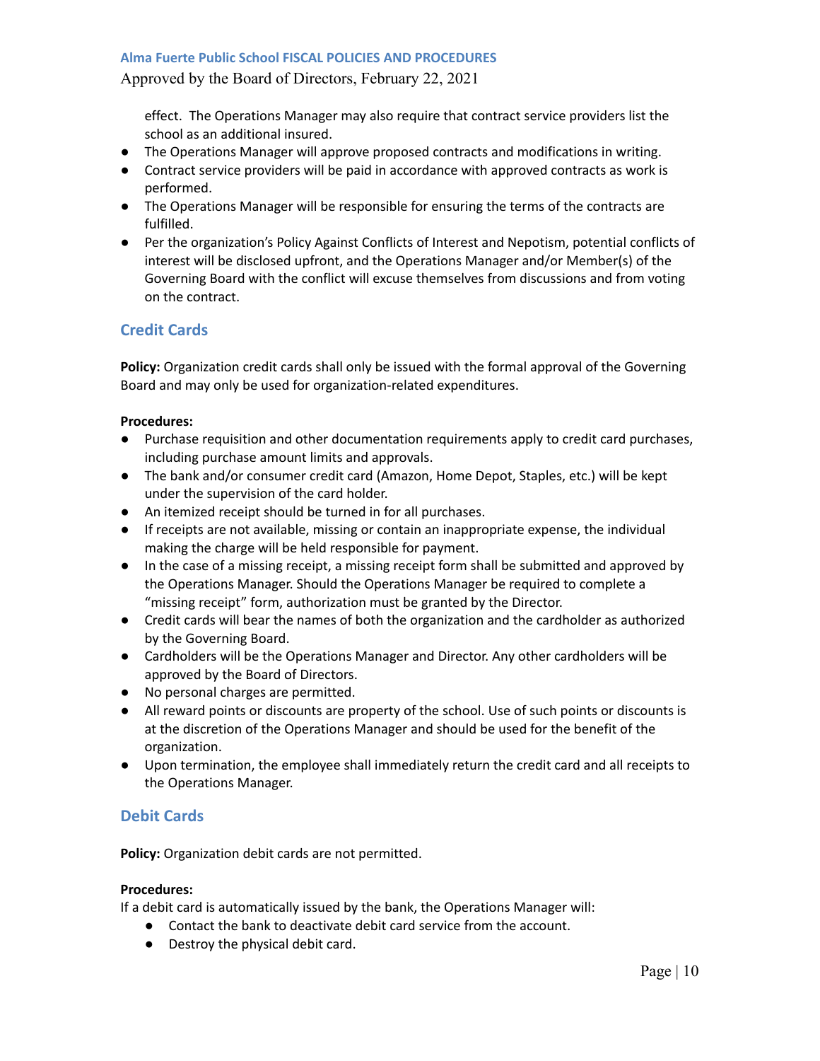effect. The Operations Manager may also require that contract service providers list the school as an additional insured.

- The Operations Manager will approve proposed contracts and modifications in writing.
- Contract service providers will be paid in accordance with approved contracts as work is performed.
- The Operations Manager will be responsible for ensuring the terms of the contracts are fulfilled.
- Per the organization's Policy Against Conflicts of Interest and Nepotism, potential conflicts of interest will be disclosed upfront, and the Operations Manager and/or Member(s) of the Governing Board with the conflict will excuse themselves from discussions and from voting on the contract.

## Credit Cards

**Policy:** Organization credit cards shall only be issued with the formal approval of the Governing Board and may only be used for organization-related expenditures.

**Procedures:**

- Purchase requisition and other documentation requirements apply to credit card purchases, including purchase amount limits and approvals.
- The bank and/or consumer credit card (Amazon, Home Depot, Staples, etc.) will be kept under the supervision of the card holder.
- An itemized receipt should be turned in for all purchases.
- If receipts are not available, missing or contain an inappropriate expense, the individual making the charge will be held responsible for payment.
- In the case of a missing receipt, a missing receipt form shall be submitted and approved by the Operations Manager. Should the Operations Manager be required to complete a "missing receipt" form, authorization must be granted by the Director.
- Credit cards will bear the names of both the organization and the cardholder as authorized by the Governing Board.
- Cardholders will be the Operations Manager and Director. Any other cardholders will be approved by the Board of Directors.
- No personal charges are permitted.
- All reward points or discounts are property of the school. Use of such points or discounts is at the discretion of the Operations Manager and should be used for the benefit of the organization.
- Upon termination, the employee shall immediately return the credit card and all receipts to the Operations Manager.

## Debit Cards

**Policy:** Organization debit cards are not permitted.

**Procedures:**

If a debit card is automatically issued by the bank, the Operations Manager will:

- Contact the bank to deactivate debit card service from the account.
- Destroy the physical debit card.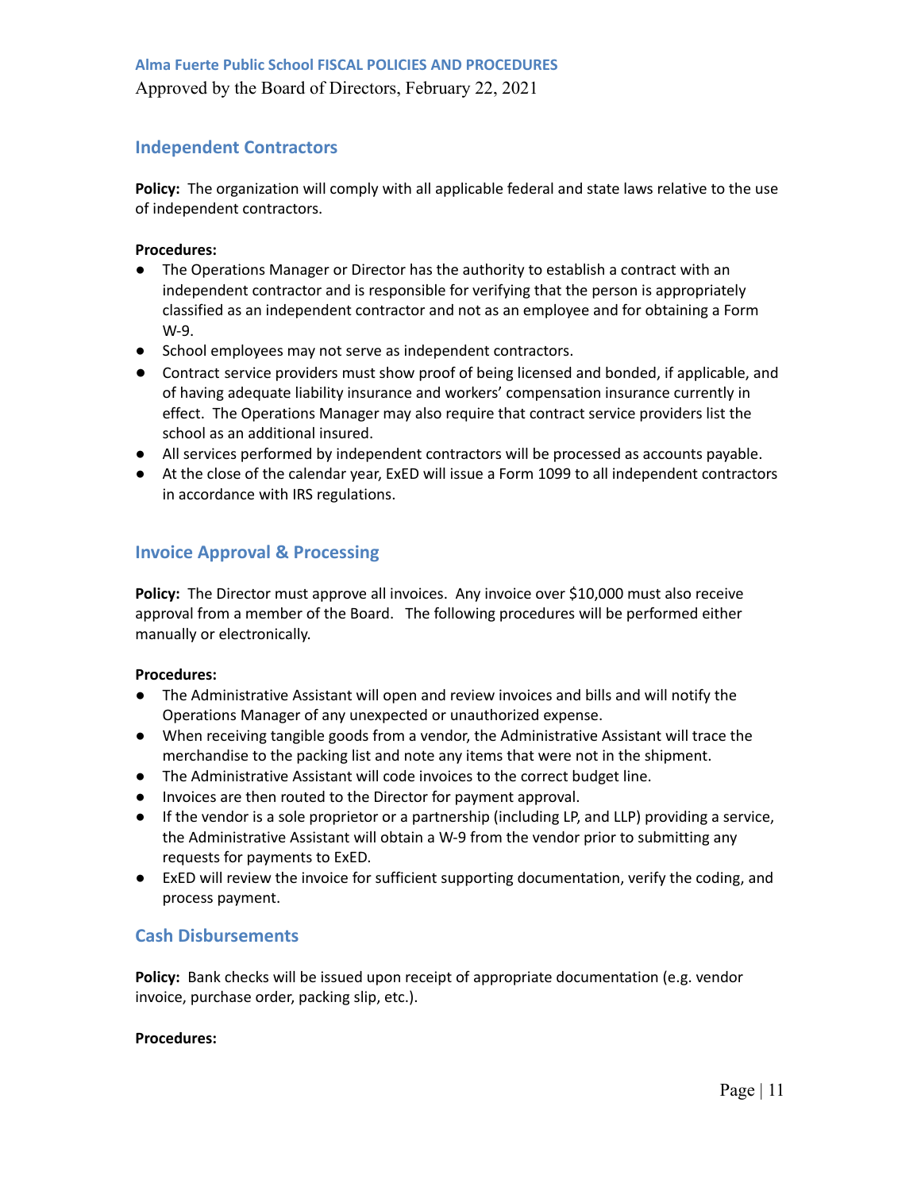## Independent Contractors

**Policy:** The organization will comply with all applicable federal and state laws relative to the use of independent contractors.

**Procedures:**

- The Operations Manager or Director has the authority to establish a contract with an independent contractor and is responsible for verifying that the person is appropriately classified as an independent contractor and not as an employee and for obtaining a Form W-9.
- School employees may not serve as independent contractors.
- Contract service providers must show proof of being licensed and bonded, if applicable, and of having adequate liability insurance and workers' compensation insurance currently in effect. The Operations Manager may also require that contract service providers list the school as an additional insured.
- All services performed by independent contractors will be processed as accounts payable.
- At the close of the calendar year, ExED will issue a Form 1099 to all independent contractors in accordance with IRS regulations.

## Invoice Approval & Processing

**Policy:** The Director must approve all invoices. Any invoice over $10,000 must also receive approval from a member of the Board. The following procedures will be performed either manually or electronically.

**Procedures:**

- The Administrative Assistant will open and review invoices and bills and will notify the Operations Manager of any unexpected or unauthorized expense.
- When receiving tangible goods from a vendor, the Administrative Assistant will trace the merchandise to the packing list and note any items that were not in the shipment.
- The Administrative Assistant will code invoices to the correct budget line.
- Invoices are then routed to the Director for payment approval.
- If the vendor is a sole proprietor or a partnership (including LP, and LLP) providing a service, the Administrative Assistant will obtain a W-9 from the vendor prior to submitting any requests for payments to ExED.
- ExED will review the invoice for sufficient supporting documentation, verify the coding, and process payment.

## Cash Disbursements

**Policy:** Bank checks will be issued upon receipt of appropriate documentation (e.g. vendor invoice, purchase order, packing slip, etc.).

**Procedures:**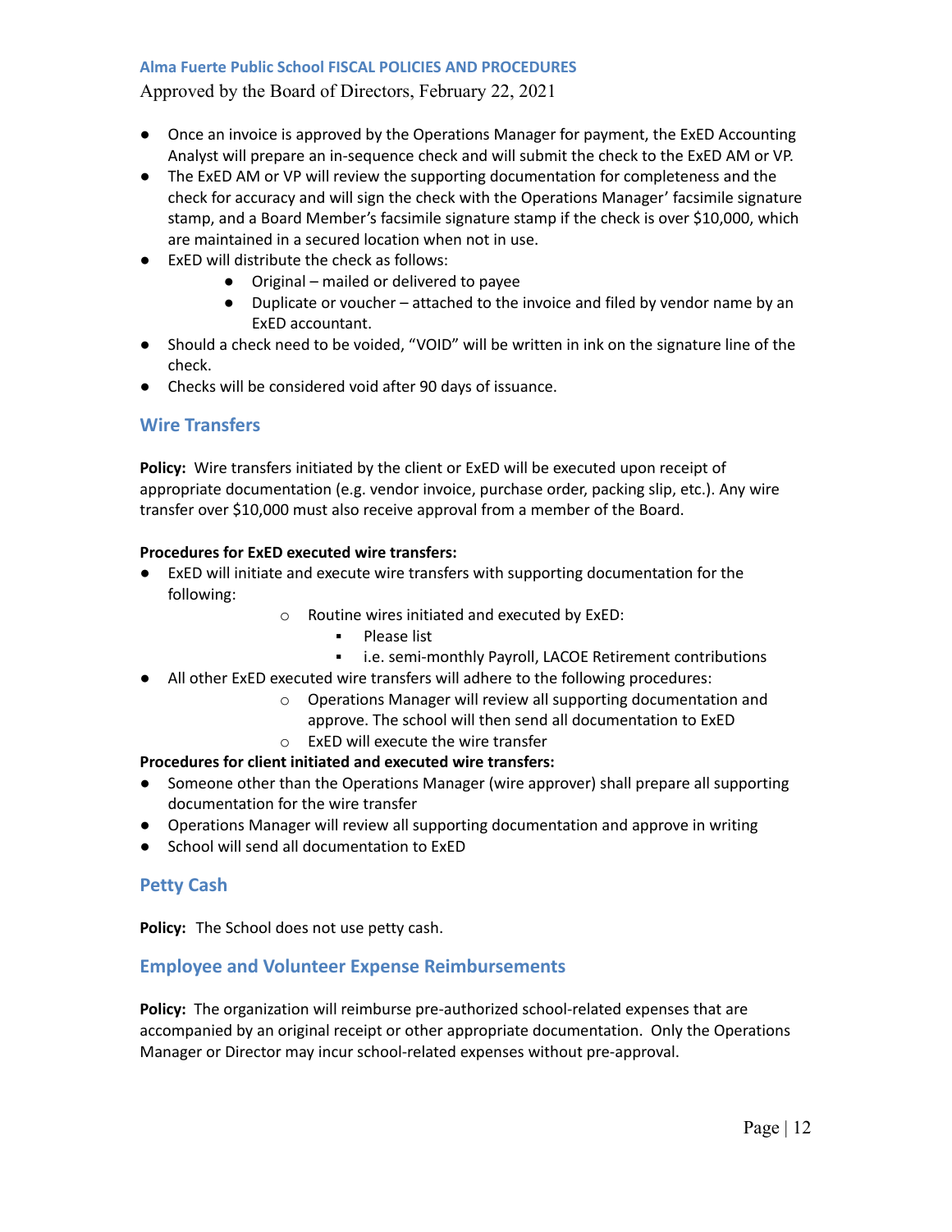- Once an invoice is approved by the Operations Manager for payment, the ExED Accounting Analyst will prepare an in-sequence check and will submit the check to the ExED AM or VP.
- The ExED AM or VP will review the supporting documentation for completeness and the check for accuracy and will sign the check with the Operations Manager' facsimile signature stamp, and a Board Member's facsimile signature stamp if the check is over $10,000, which are maintained in a secured location when not in use.
- ExED will distribute the check as follows:
  - Original – mailed or delivered to payee
  - Duplicate or voucher – attached to the invoice and filed by vendor name by an ExED accountant.
- Should a check need to be voided, "VOID" will be written in ink on the signature line of the check.
- Checks will be considered void after 90 days of issuance.

## Wire Transfers

**Policy:** Wire transfers initiated by the client or ExED will be executed upon receipt of appropriate documentation (e.g. vendor invoice, purchase order, packing slip, etc.). Any wire transfer over $10,000 must also receive approval from a member of the Board.

**Procedures for ExED executed wire transfers:**

- ExED will initiate and execute wire transfers with supporting documentation for the following:
  - Routine wires initiated and executed by ExED:
    - Please list
    - i.e. semi-monthly Payroll, LACOE Retirement contributions
- All other ExED executed wire transfers will adhere to the following procedures:
  - Operations Manager will review all supporting documentation and approve. The school will then send all documentation to ExED
  - ExED will execute the wire transfer

**Procedures for client initiated and executed wire transfers:**

- Someone other than the Operations Manager (wire approver) shall prepare all supporting documentation for the wire transfer
- Operations Manager will review all supporting documentation and approve in writing
- School will send all documentation to ExED

## Petty Cash

**Policy:** The School does not use petty cash.

## Employee and Volunteer Expense Reimbursements

**Policy:** The organization will reimburse pre-authorized school-related expenses that are accompanied by an original receipt or other appropriate documentation. Only the Operations Manager or Director may incur school-related expenses without pre-approval.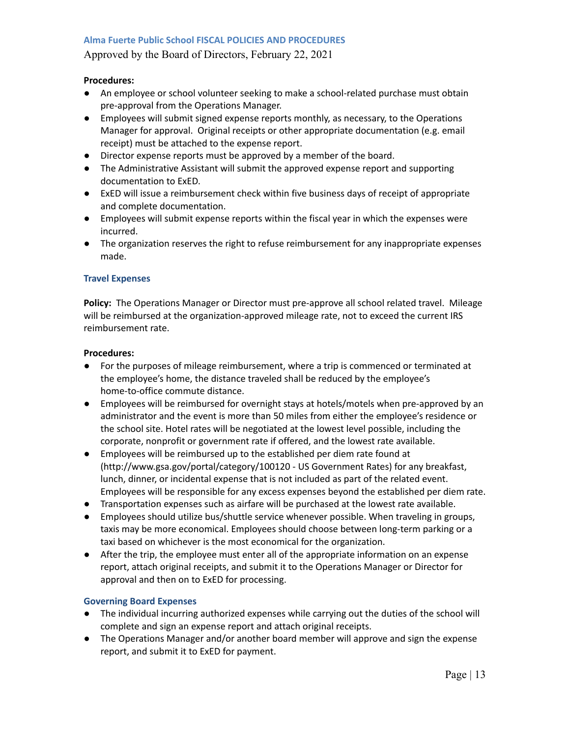**Procedures:**

- An employee or school volunteer seeking to make a school-related purchase must obtain pre-approval from the Operations Manager.
- Employees will submit signed expense reports monthly, as necessary, to the Operations Manager for approval. Original receipts or other appropriate documentation (e.g. email receipt) must be attached to the expense report.
- Director expense reports must be approved by a member of the board.
- The Administrative Assistant will submit the approved expense report and supporting documentation to ExED.
- ExED will issue a reimbursement check within five business days of receipt of appropriate and complete documentation.
- Employees will submit expense reports within the fiscal year in which the expenses were incurred.
- The organization reserves the right to refuse reimbursement for any inappropriate expenses made.

### Travel Expenses

**Policy:** The Operations Manager or Director must pre-approve all school related travel. Mileage will be reimbursed at the organization-approved mileage rate, not to exceed the current IRS reimbursement rate.

**Procedures:**

- For the purposes of mileage reimbursement, where a trip is commenced or terminated at the employee's home, the distance traveled shall be reduced by the employee's home-to-office commute distance.
- Employees will be reimbursed for overnight stays at hotels/motels when pre-approved by an administrator and the event is more than 50 miles from either the employee's residence or the school site. Hotel rates will be negotiated at the lowest level possible, including the corporate, nonprofit or government rate if offered, and the lowest rate available.
- Employees will be reimbursed up to the established per diem rate found at (http://www.gsa.gov/portal/category/100120 - US Government Rates) for any breakfast, lunch, dinner, or incidental expense that is not included as part of the related event. Employees will be responsible for any excess expenses beyond the established per diem rate.
- Transportation expenses such as airfare will be purchased at the lowest rate available.
- Employees should utilize bus/shuttle service whenever possible. When traveling in groups, taxis may be more economical. Employees should choose between long-term parking or a taxi based on whichever is the most economical for the organization.
- After the trip, the employee must enter all of the appropriate information on an expense report, attach original receipts, and submit it to the Operations Manager or Director for approval and then on to ExED for processing.

### Governing Board Expenses

- The individual incurring authorized expenses while carrying out the duties of the school will complete and sign an expense report and attach original receipts.
- The Operations Manager and/or another board member will approve and sign the expense report, and submit it to ExED for payment.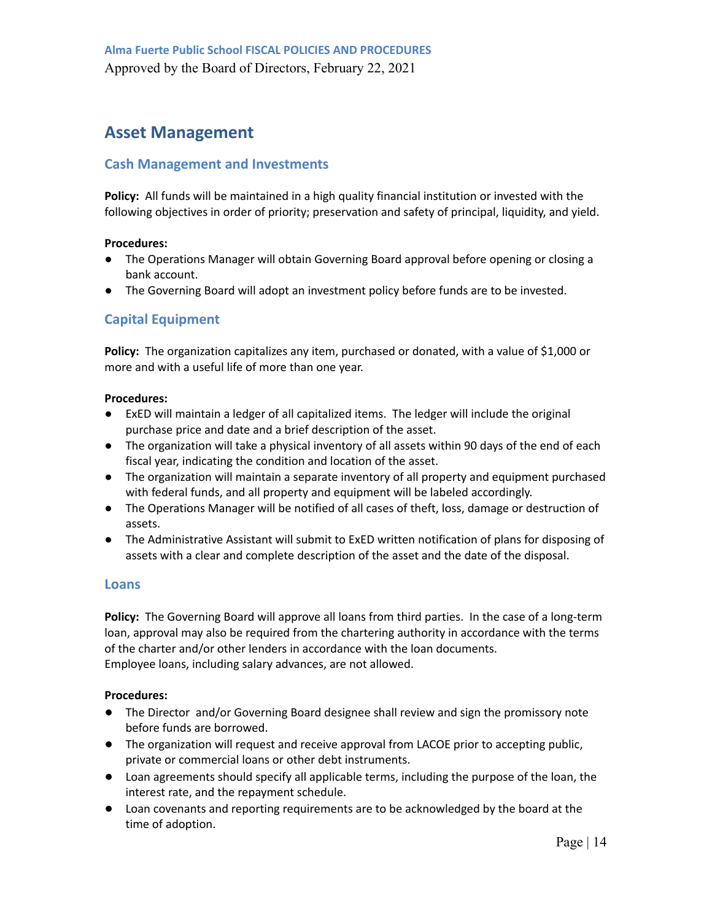# Asset Management

## Cash Management and Investments

**Policy:** All funds will be maintained in a high quality financial institution or invested with the following objectives in order of priority; preservation and safety of principal, liquidity, and yield.

**Procedures:**

- The Operations Manager will obtain Governing Board approval before opening or closing a bank account.
- The Governing Board will adopt an investment policy before funds are to be invested.

## Capital Equipment

**Policy:** The organization capitalizes any item, purchased or donated, with a value of $1,000 or more and with a useful life of more than one year.

**Procedures:**

- ExED will maintain a ledger of all capitalized items. The ledger will include the original purchase price and date and a brief description of the asset.
- The organization will take a physical inventory of all assets within 90 days of the end of each fiscal year, indicating the condition and location of the asset.
- The organization will maintain a separate inventory of all property and equipment purchased with federal funds, and all property and equipment will be labeled accordingly.
- The Operations Manager will be notified of all cases of theft, loss, damage or destruction of assets.
- The Administrative Assistant will submit to ExED written notification of plans for disposing of assets with a clear and complete description of the asset and the date of the disposal.

## Loans

**Policy:** The Governing Board will approve all loans from third parties. In the case of a long-term loan, approval may also be required from the chartering authority in accordance with the terms of the charter and/or other lenders in accordance with the loan documents.
Employee loans, including salary advances, are not allowed.

**Procedures:**

- The Director and/or Governing Board designee shall review and sign the promissory note before funds are borrowed.
- The organization will request and receive approval from LACOE prior to accepting public, private or commercial loans or other debt instruments.
- Loan agreements should specify all applicable terms, including the purpose of the loan, the interest rate, and the repayment schedule.
- Loan covenants and reporting requirements are to be acknowledged by the board at the time of adoption.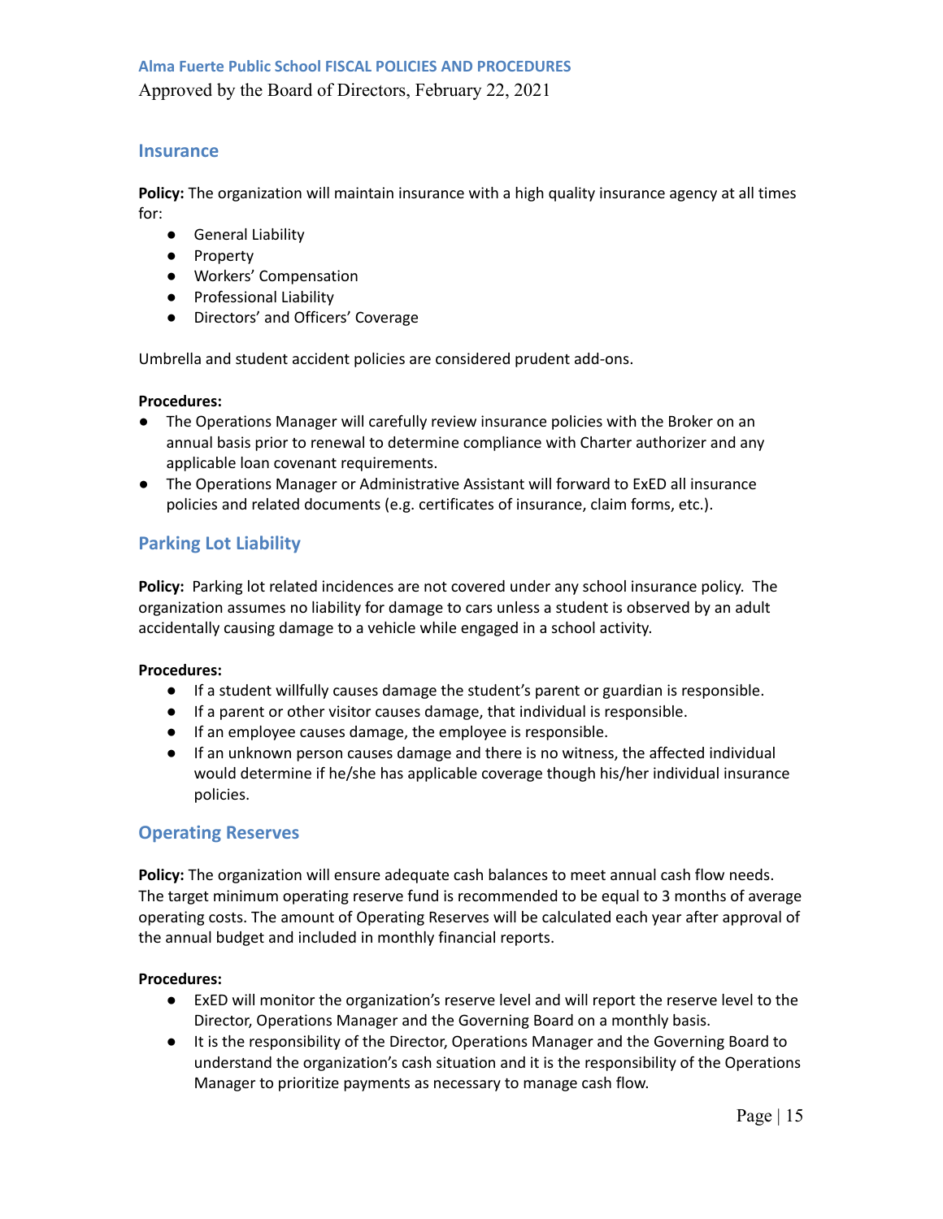## Insurance

**Policy:** The organization will maintain insurance with a high quality insurance agency at all times for:

- General Liability
- Property
- Workers' Compensation
- Professional Liability
- Directors' and Officers' Coverage

Umbrella and student accident policies are considered prudent add-ons.

**Procedures:**

- The Operations Manager will carefully review insurance policies with the Broker on an annual basis prior to renewal to determine compliance with Charter authorizer and any applicable loan covenant requirements.
- The Operations Manager or Administrative Assistant will forward to ExED all insurance policies and related documents (e.g. certificates of insurance, claim forms, etc.).

## Parking Lot Liability

**Policy:** Parking lot related incidences are not covered under any school insurance policy. The organization assumes no liability for damage to cars unless a student is observed by an adult accidentally causing damage to a vehicle while engaged in a school activity.

**Procedures:**

- If a student willfully causes damage the student's parent or guardian is responsible.
- If a parent or other visitor causes damage, that individual is responsible.
- If an employee causes damage, the employee is responsible.
- If an unknown person causes damage and there is no witness, the affected individual would determine if he/she has applicable coverage though his/her individual insurance policies.

## Operating Reserves

**Policy:** The organization will ensure adequate cash balances to meet annual cash flow needs. The target minimum operating reserve fund is recommended to be equal to 3 months of average operating costs. The amount of Operating Reserves will be calculated each year after approval of the annual budget and included in monthly financial reports.

**Procedures:**

- ExED will monitor the organization's reserve level and will report the reserve level to the Director, Operations Manager and the Governing Board on a monthly basis.
- It is the responsibility of the Director, Operations Manager and the Governing Board to understand the organization's cash situation and it is the responsibility of the Operations Manager to prioritize payments as necessary to manage cash flow.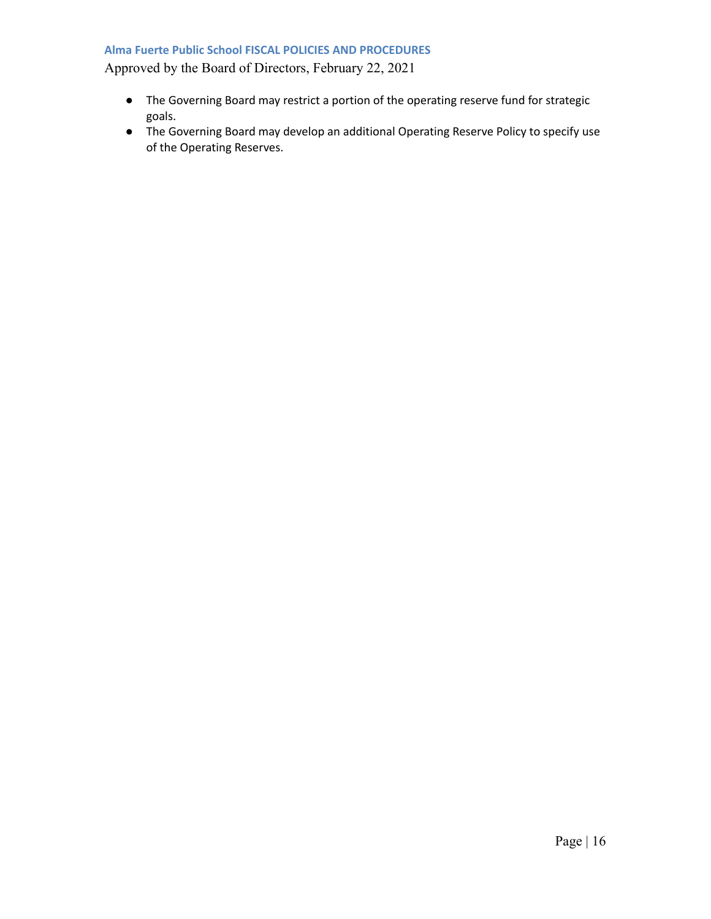- The Governing Board may restrict a portion of the operating reserve fund for strategic goals.
- The Governing Board may develop an additional Operating Reserve Policy to specify use of the Operating Reserves.